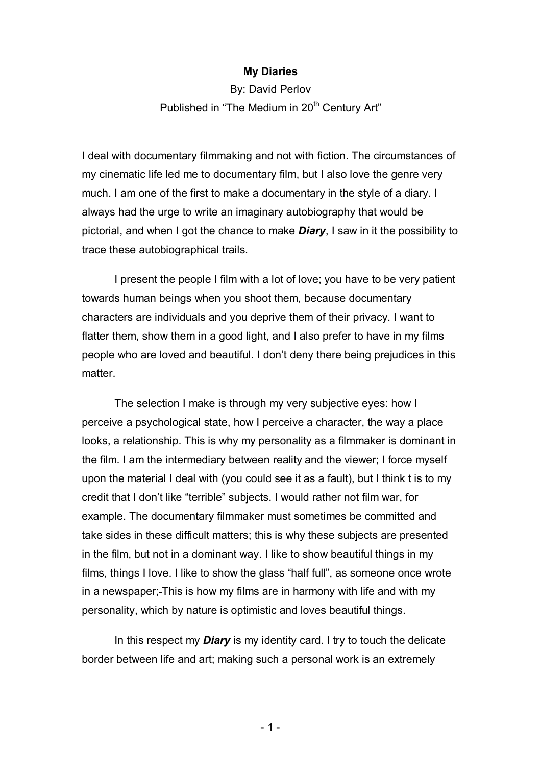# My Diaries

By: David Perlov

Published in "The Medium in 20th Century Art"

I deal with documentary filmmaking and not with fiction. The circumstances of my cinematic life led me to documentary film, but I also love the genre very much. I am one of the first to make a documentary in the style of a diary. I always had the urge to write an imaginary autobiography that would be pictorial, and when I got the chance to make ***Diary***, I saw in it the possibility to trace these autobiographical trails.

I present the people I film with a lot of love; you have to be very patient towards human beings when you shoot them, because documentary characters are individuals and you deprive them of their privacy. I want to flatter them, show them in a good light, and I also prefer to have in my films people who are loved and beautiful. I don't deny there being prejudices in this matter.

The selection I make is through my very subjective eyes: how I perceive a psychological state, how I perceive a character, the way a place looks, a relationship. This is why my personality as a filmmaker is dominant in the film. I am the intermediary between reality and the viewer; I force myself upon the material I deal with (you could see it as a fault), but I think t is to my credit that I don't like "terrible" subjects. I would rather not film war, for example. The documentary filmmaker must sometimes be committed and take sides in these difficult matters; this is why these subjects are presented in the film, but not in a dominant way. I like to show beautiful things in my films, things I love. I like to show the glass "half full", as someone once wrote in a newspaper; This is how my films are in harmony with life and with my personality, which by nature is optimistic and loves beautiful things.

In this respect my ***Diary*** is my identity card. I try to touch the delicate border between life and art; making such a personal work is an extremely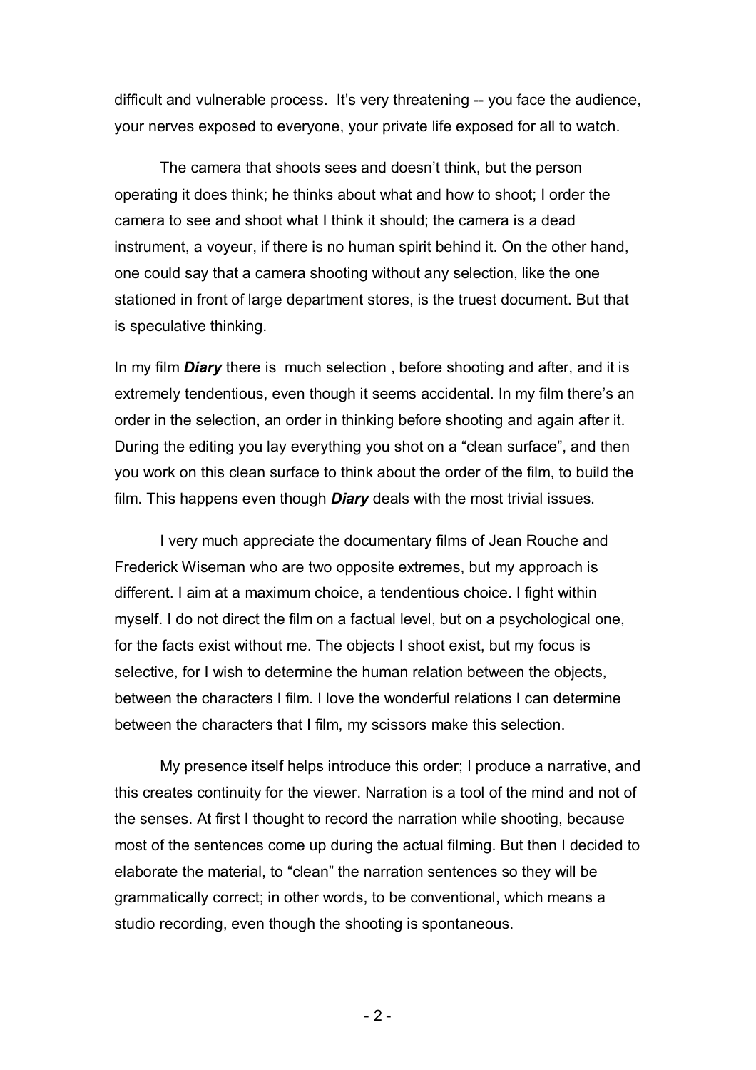difficult and vulnerable process. It's very threatening -- you face the audience, your nerves exposed to everyone, your private life exposed for all to watch.

The camera that shoots sees and doesn't think, but the person operating it does think; he thinks about what and how to shoot; I order the camera to see and shoot what I think it should; the camera is a dead instrument, a voyeur, if there is no human spirit behind it. On the other hand, one could say that a camera shooting without any selection, like the one stationed in front of large department stores, is the truest document. But that is speculative thinking.

In my film ***Diary*** there is much selection , before shooting and after, and it is extremely tendentious, even though it seems accidental. In my film there's an order in the selection, an order in thinking before shooting and again after it. During the editing you lay everything you shot on a "clean surface", and then you work on this clean surface to think about the order of the film, to build the film. This happens even though ***Diary*** deals with the most trivial issues.

I very much appreciate the documentary films of Jean Rouche and Frederick Wiseman who are two opposite extremes, but my approach is different. I aim at a maximum choice, a tendentious choice. I fight within myself. I do not direct the film on a factual level, but on a psychological one, for the facts exist without me. The objects I shoot exist, but my focus is selective, for I wish to determine the human relation between the objects, between the characters I film. I love the wonderful relations I can determine between the characters that I film, my scissors make this selection.

My presence itself helps introduce this order; I produce a narrative, and this creates continuity for the viewer. Narration is a tool of the mind and not of the senses. At first I thought to record the narration while shooting, because most of the sentences come up during the actual filming. But then I decided to elaborate the material, to "clean" the narration sentences so they will be grammatically correct; in other words, to be conventional, which means a studio recording, even though the shooting is spontaneous.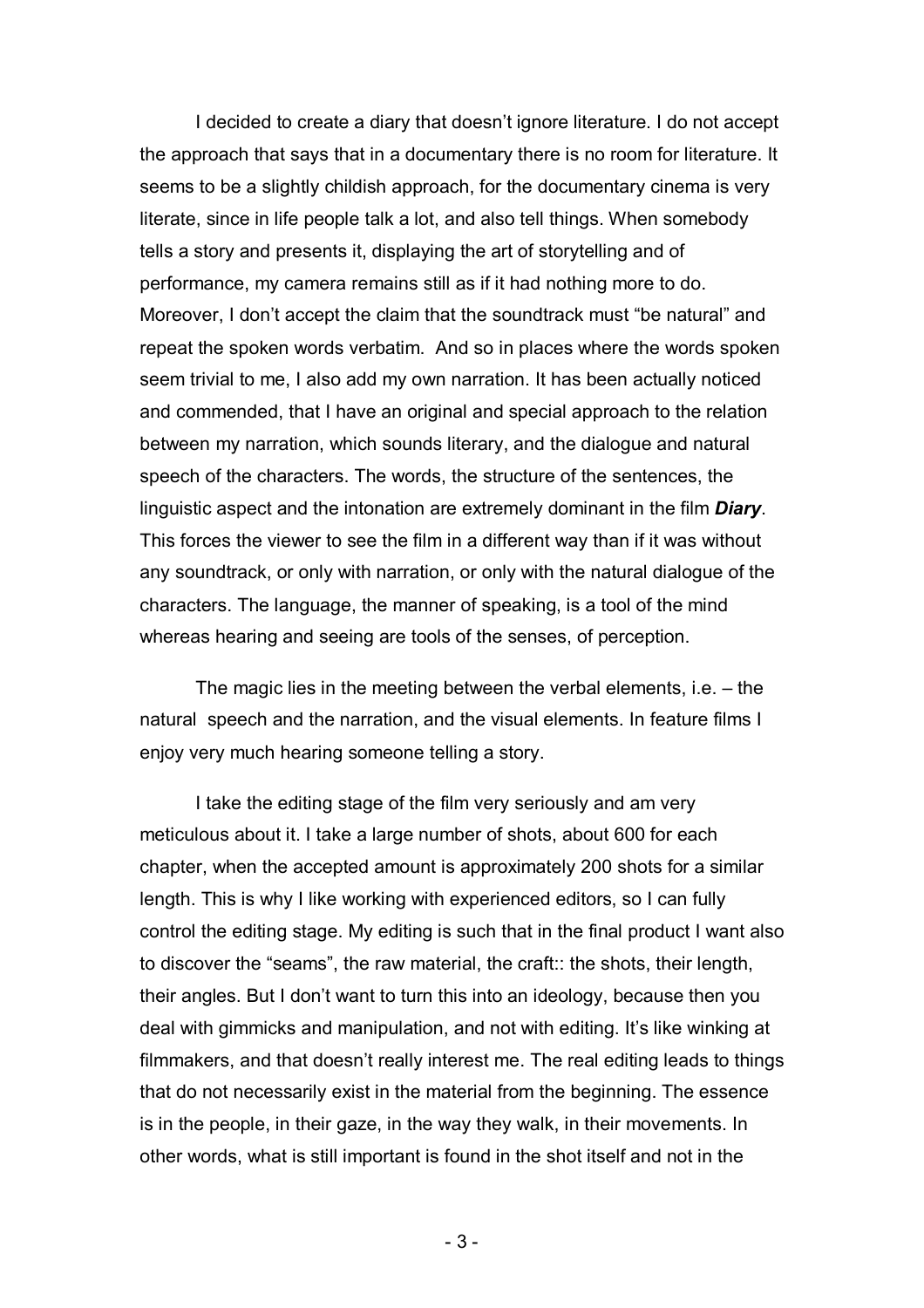I decided to create a diary that doesn't ignore literature. I do not accept the approach that says that in a documentary there is no room for literature. It seems to be a slightly childish approach, for the documentary cinema is very literate, since in life people talk a lot, and also tell things. When somebody tells a story and presents it, displaying the art of storytelling and of performance, my camera remains still as if it had nothing more to do. Moreover, I don't accept the claim that the soundtrack must "be natural" and repeat the spoken words verbatim. And so in places where the words spoken seem trivial to me, I also add my own narration. It has been actually noticed and commended, that I have an original and special approach to the relation between my narration, which sounds literary, and the dialogue and natural speech of the characters. The words, the structure of the sentences, the linguistic aspect and the intonation are extremely dominant in the film ***Diary***. This forces the viewer to see the film in a different way than if it was without any soundtrack, or only with narration, or only with the natural dialogue of the characters. The language, the manner of speaking, is a tool of the mind whereas hearing and seeing are tools of the senses, of perception.

The magic lies in the meeting between the verbal elements, i.e. – the natural speech and the narration, and the visual elements. In feature films I enjoy very much hearing someone telling a story.

I take the editing stage of the film very seriously and am very meticulous about it. I take a large number of shots, about 600 for each chapter, when the accepted amount is approximately 200 shots for a similar length. This is why I like working with experienced editors, so I can fully control the editing stage. My editing is such that in the final product I want also to discover the "seams", the raw material, the craft:: the shots, their length, their angles. But I don't want to turn this into an ideology, because then you deal with gimmicks and manipulation, and not with editing. It's like winking at filmmakers, and that doesn't really interest me. The real editing leads to things that do not necessarily exist in the material from the beginning. The essence is in the people, in their gaze, in the way they walk, in their movements. In other words, what is still important is found in the shot itself and not in the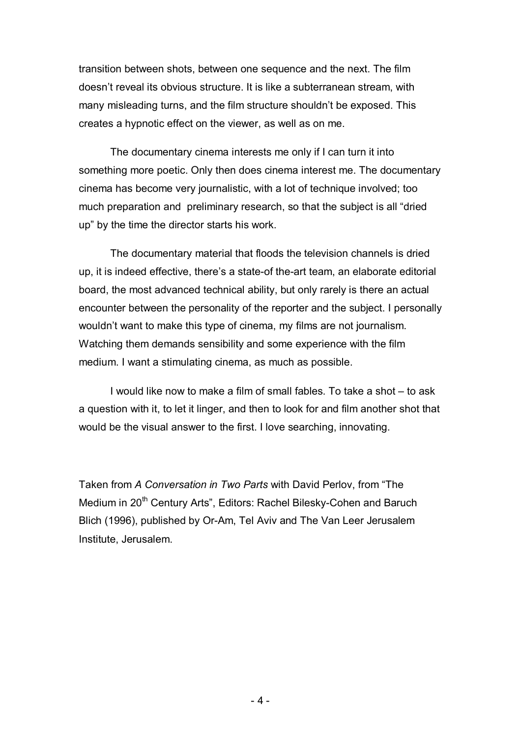transition between shots, between one sequence and the next. The film doesn't reveal its obvious structure. It is like a subterranean stream, with many misleading turns, and the film structure shouldn't be exposed. This creates a hypnotic effect on the viewer, as well as on me.

The documentary cinema interests me only if I can turn it into something more poetic. Only then does cinema interest me. The documentary cinema has become very journalistic, with a lot of technique involved; too much preparation and preliminary research, so that the subject is all "dried up" by the time the director starts his work.

The documentary material that floods the television channels is dried up, it is indeed effective, there's a state-of the-art team, an elaborate editorial board, the most advanced technical ability, but only rarely is there an actual encounter between the personality of the reporter and the subject. I personally wouldn't want to make this type of cinema, my films are not journalism. Watching them demands sensibility and some experience with the film medium. I want a stimulating cinema, as much as possible.

I would like now to make a film of small fables. To take a shot – to ask a question with it, to let it linger, and then to look for and film another shot that would be the visual answer to the first. I love searching, innovating.

Taken from *A Conversation in Two Parts* with David Perlov, from "The Medium in 20th Century Arts", Editors: Rachel Bilesky-Cohen and Baruch Blich (1996), published by Or-Am, Tel Aviv and The Van Leer Jerusalem Institute, Jerusalem.